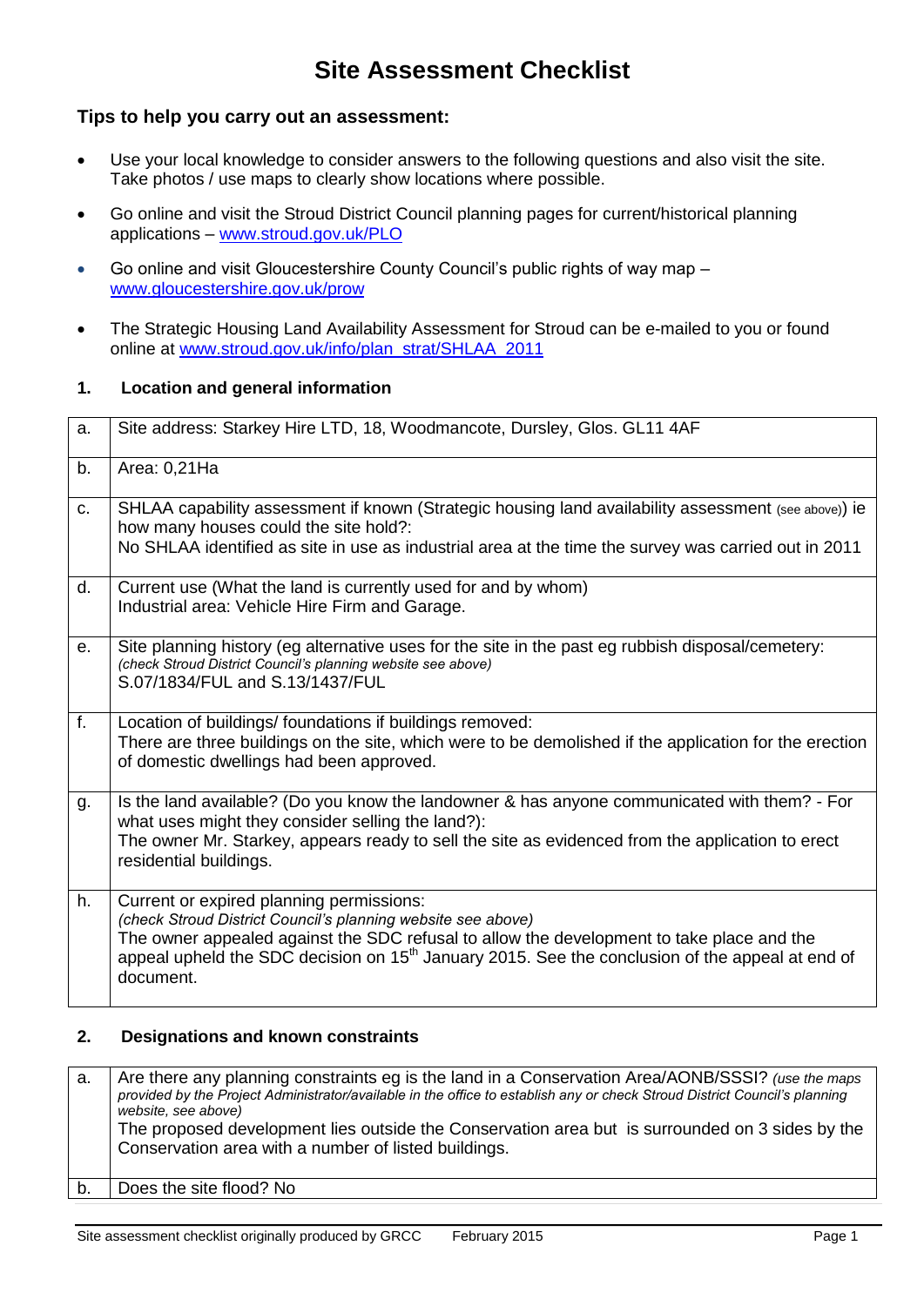# Site Assessment Checklist

### Tips to help you carry out an assessment:

- Use your local knowledge to consider answers to the following questions and also visit the site. Take photos / use maps to clearly show locations where possible.
- Go online and visit the Stroud District Council planning pages for current/historical planning applications – www.stroud.gov.uk/PLO
- Go online and visit Gloucestershire County Council's public rights of way map – www.gloucestershire.gov.uk/prow
- The Strategic Housing Land Availability Assessment for Stroud can be e-mailed to you or found online at www.stroud.gov.uk/info/plan_strat/SHLAA_2011

### 1. Location and general information

| | |
|---|---|
| a. | Site address: Starkey Hire LTD, 18, Woodmancote, Dursley, Glos. GL11 4AF |
| b. | Area: 0,21Ha |
| c. | SHLAA capability assessment if known (Strategic housing land availability assessment (see above)) ie how many houses could the site hold?:<br>No SHLAA identified as site in use as industrial area at the time the survey was carried out in 2011 |
| d. | Current use (What the land is currently used for and by whom)<br>Industrial area: Vehicle Hire Firm and Garage. |
| e. | Site planning history (eg alternative uses for the site in the past eg rubbish disposal/cemetery:<br>*(check Stroud District Council's planning website see above)*<br>S.07/1834/FUL and S.13/1437/FUL |
| f. | Location of buildings/ foundations if buildings removed:<br>There are three buildings on the site, which were to be demolished if the application for the erection of domestic dwellings had been approved. |
| g. | Is the land available? (Do you know the landowner & has anyone communicated with them? - For what uses might they consider selling the land?):<br>The owner Mr. Starkey, appears ready to sell the site as evidenced from the application to erect residential buildings. |
| h. | Current or expired planning permissions:<br>*(check Stroud District Council's planning website see above)*<br>The owner appealed against the SDC refusal to allow the development to take place and the appeal upheld the SDC decision on 15th January 2015. See the conclusion of the appeal at end of document. |

### 2. Designations and known constraints

| | |
|---|---|
| a. | Are there any planning constraints eg is the land in a Conservation Area/AONB/SSSI? *(use the maps provided by the Project Administrator/available in the office to establish any or check Stroud District Council's planning website, see above)*<br>The proposed development lies outside the Conservation area but is surrounded on 3 sides by the Conservation area with a number of listed buildings. |
| b. | Does the site flood? No |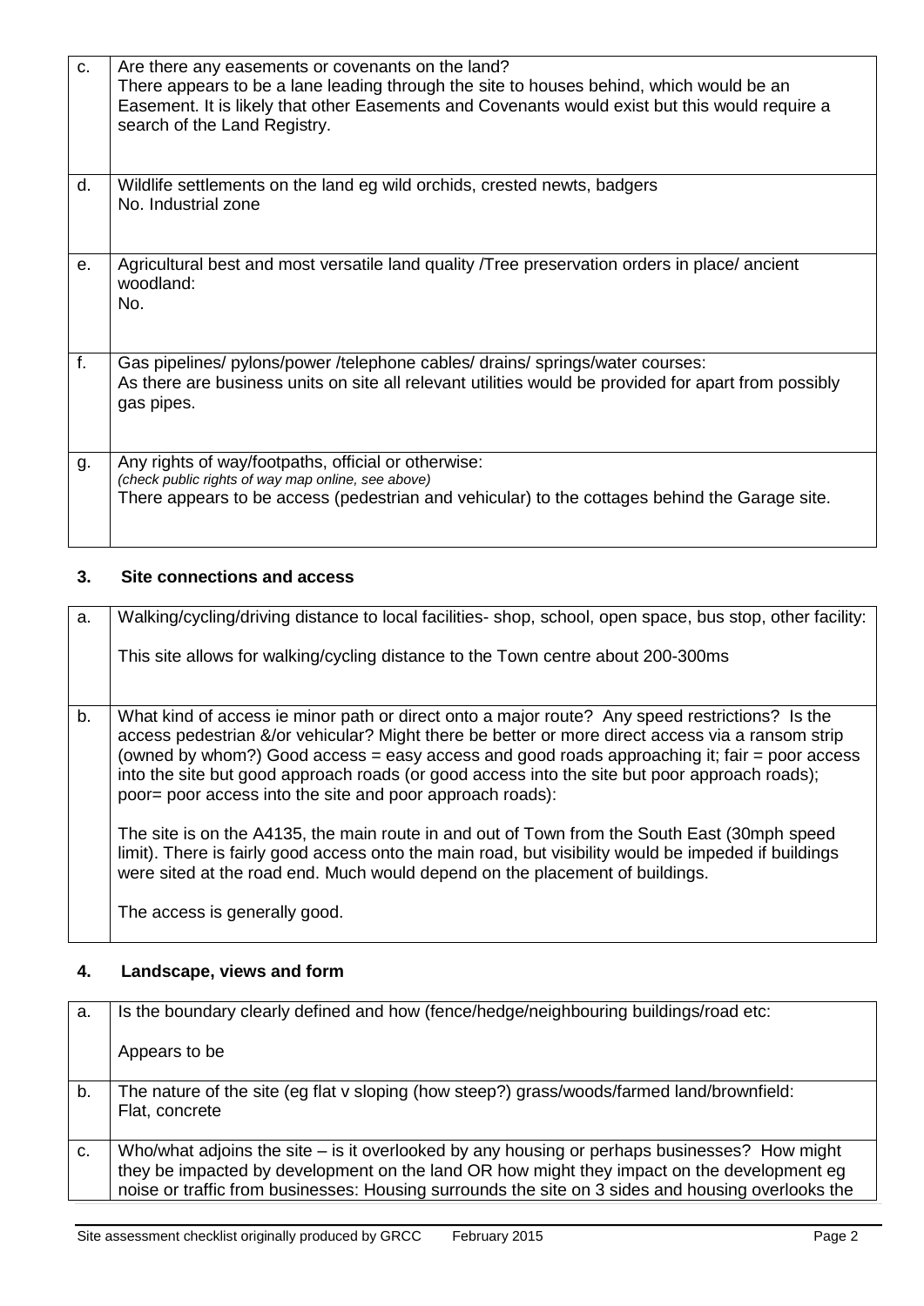| | |
|---|---|
| c. | Are there any easements or covenants on the land?<br>There appears to be a lane leading through the site to houses behind, which would be an Easement. It is likely that other Easements and Covenants would exist but this would require a search of the Land Registry. |
| d. | Wildlife settlements on the land eg wild orchids, crested newts, badgers<br>No. Industrial zone |
| e. | Agricultural best and most versatile land quality /Tree preservation orders in place/ ancient woodland:<br>No. |
| f. | Gas pipelines/ pylons/power /telephone cables/ drains/ springs/water courses:<br>As there are business units on site all relevant utilities would be provided for apart from possibly gas pipes. |
| g. | Any rights of way/footpaths, official or otherwise:<br>*(check public rights of way map online, see above)*<br>There appears to be access (pedestrian and vehicular) to the cottages behind the Garage site. |

## 3. Site connections and access

| | |
|---|---|
| a. | Walking/cycling/driving distance to local facilities- shop, school, open space, bus stop, other facility:<br><br>This site allows for walking/cycling distance to the Town centre about 200-300ms |
| b. | What kind of access ie minor path or direct onto a major route? Any speed restrictions? Is the access pedestrian &/or vehicular? Might there be better or more direct access via a ransom strip (owned by whom?) Good access = easy access and good roads approaching it; fair = poor access into the site but good approach roads (or good access into the site but poor approach roads); poor= poor access into the site and poor approach roads):<br><br>The site is on the A4135, the main route in and out of Town from the South East (30mph speed limit). There is fairly good access onto the main road, but visibility would be impeded if buildings were sited at the road end. Much would depend on the placement of buildings.<br><br>The access is generally good. |

## 4. Landscape, views and form

| | |
|---|---|
| a. | Is the boundary clearly defined and how (fence/hedge/neighbouring buildings/road etc:<br><br>Appears to be |
| b. | The nature of the site (eg flat v sloping (how steep?) grass/woods/farmed land/brownfield:<br>Flat, concrete |
| c. | Who/what adjoins the site – is it overlooked by any housing or perhaps businesses? How might they be impacted by development on the land OR how might they impact on the development eg noise or traffic from businesses: Housing surrounds the site on 3 sides and housing overlooks the |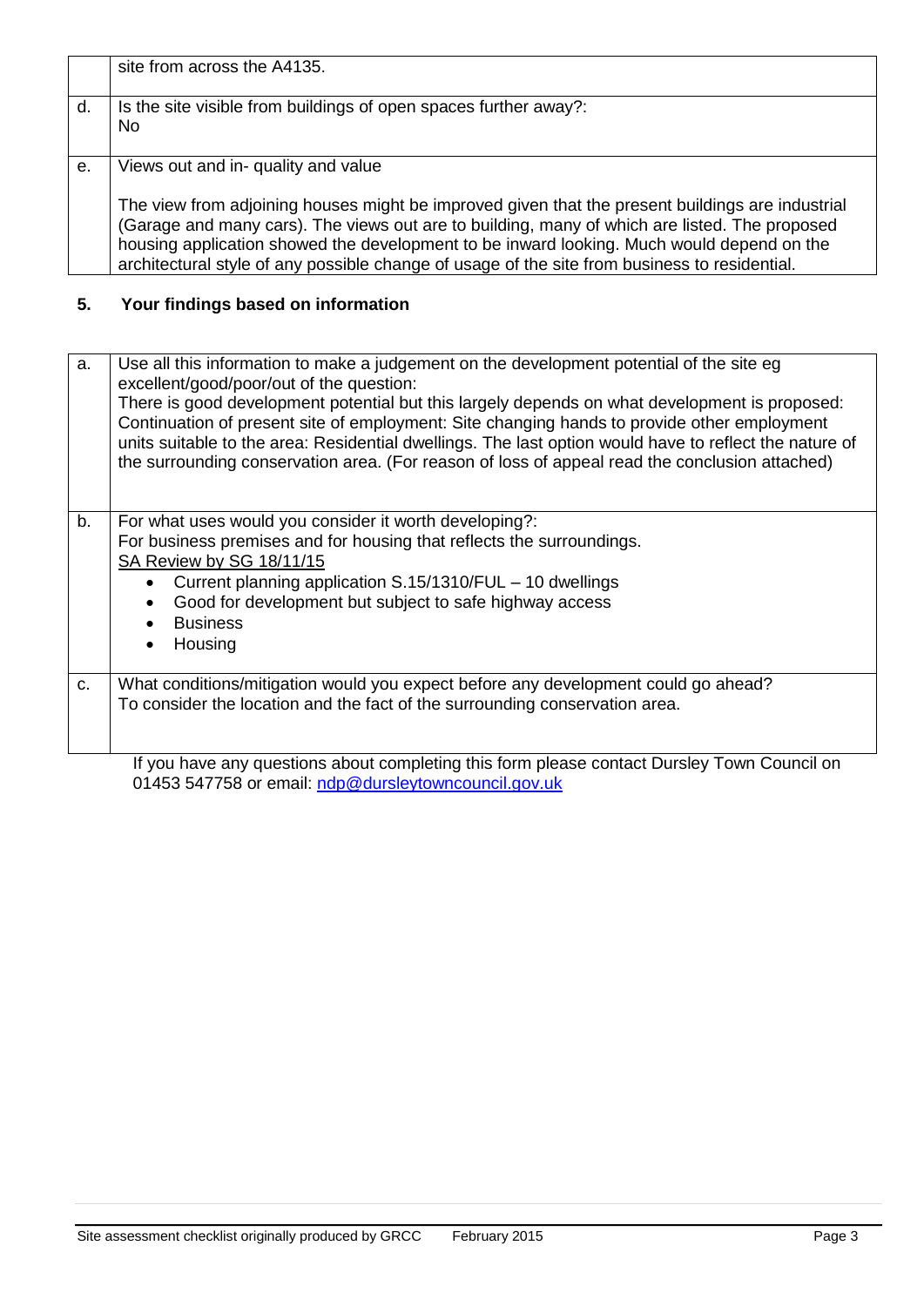| | |
|---|---|
| | site from across the A4135. |
| d. | Is the site visible from buildings of open spaces further away?:<br>No |
| e. | Views out and in- quality and value<br><br>The view from adjoining houses might be improved given that the present buildings are industrial (Garage and many cars). The views out are to building, many of which are listed. The proposed housing application showed the development to be inward looking. Much would depend on the architectural style of any possible change of usage of the site from business to residential. |

## 5. Your findings based on information

| | |
|---|---|
| a. | Use all this information to make a judgement on the development potential of the site eg excellent/good/poor/out of the question:<br>There is good development potential but this largely depends on what development is proposed: Continuation of present site of employment: Site changing hands to provide other employment units suitable to the area: Residential dwellings. The last option would have to reflect the nature of the surrounding conservation area. (For reason of loss of appeal read the conclusion attached) |
| b. | For what uses would you consider it worth developing?:<br>For business premises and for housing that reflects the surroundings.<br>SA Review by SG 18/11/15<br>• Current planning application S.15/1310/FUL – 10 dwellings<br>• Good for development but subject to safe highway access<br>• Business<br>• Housing |
| c. | What conditions/mitigation would you expect before any development could go ahead?<br>To consider the location and the fact of the surrounding conservation area. |

If you have any questions about completing this form please contact Dursley Town Council on 01453 547758 or email: ndp@dursleytowncouncil.gov.uk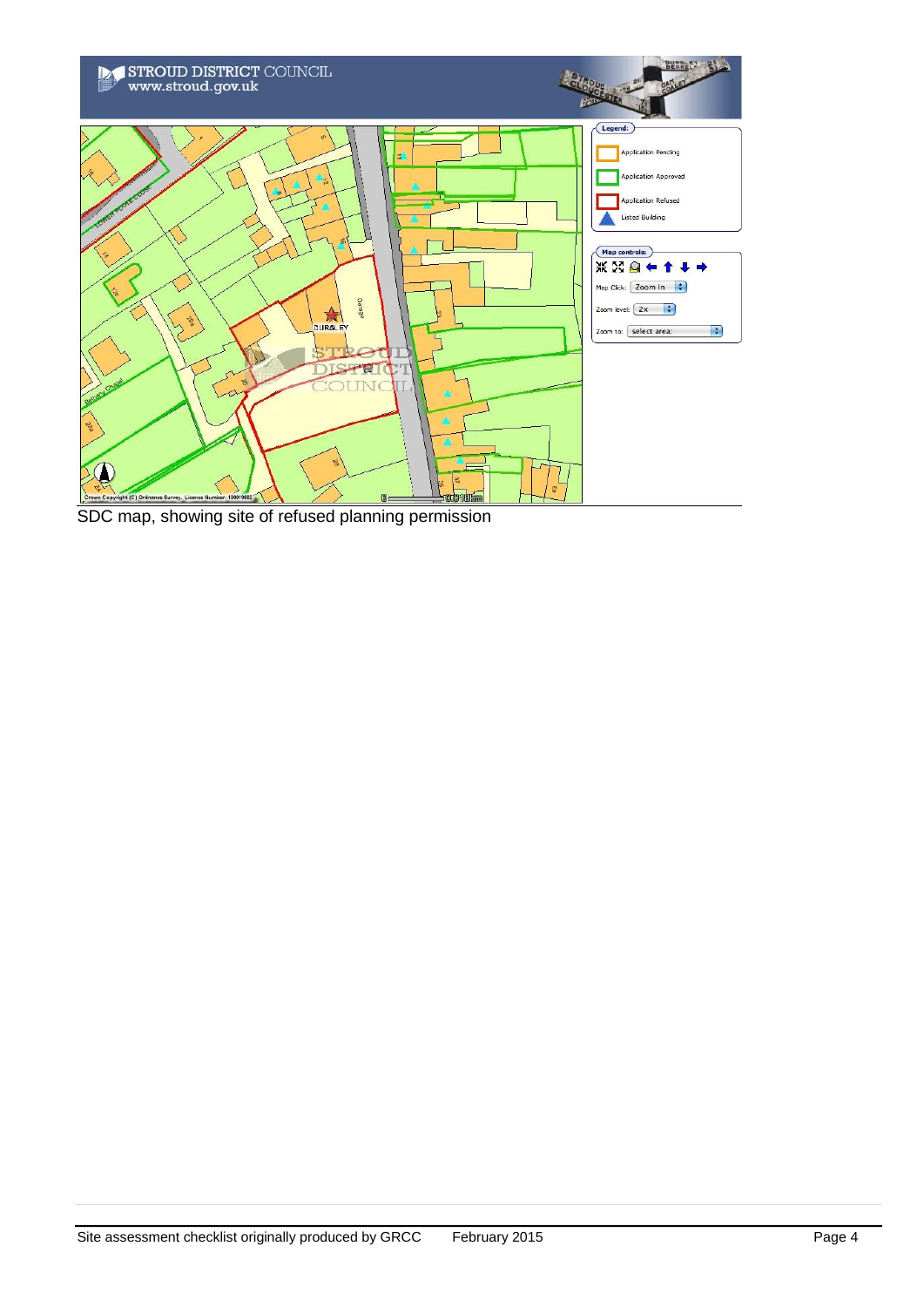SDC map, showing site of refused planning permission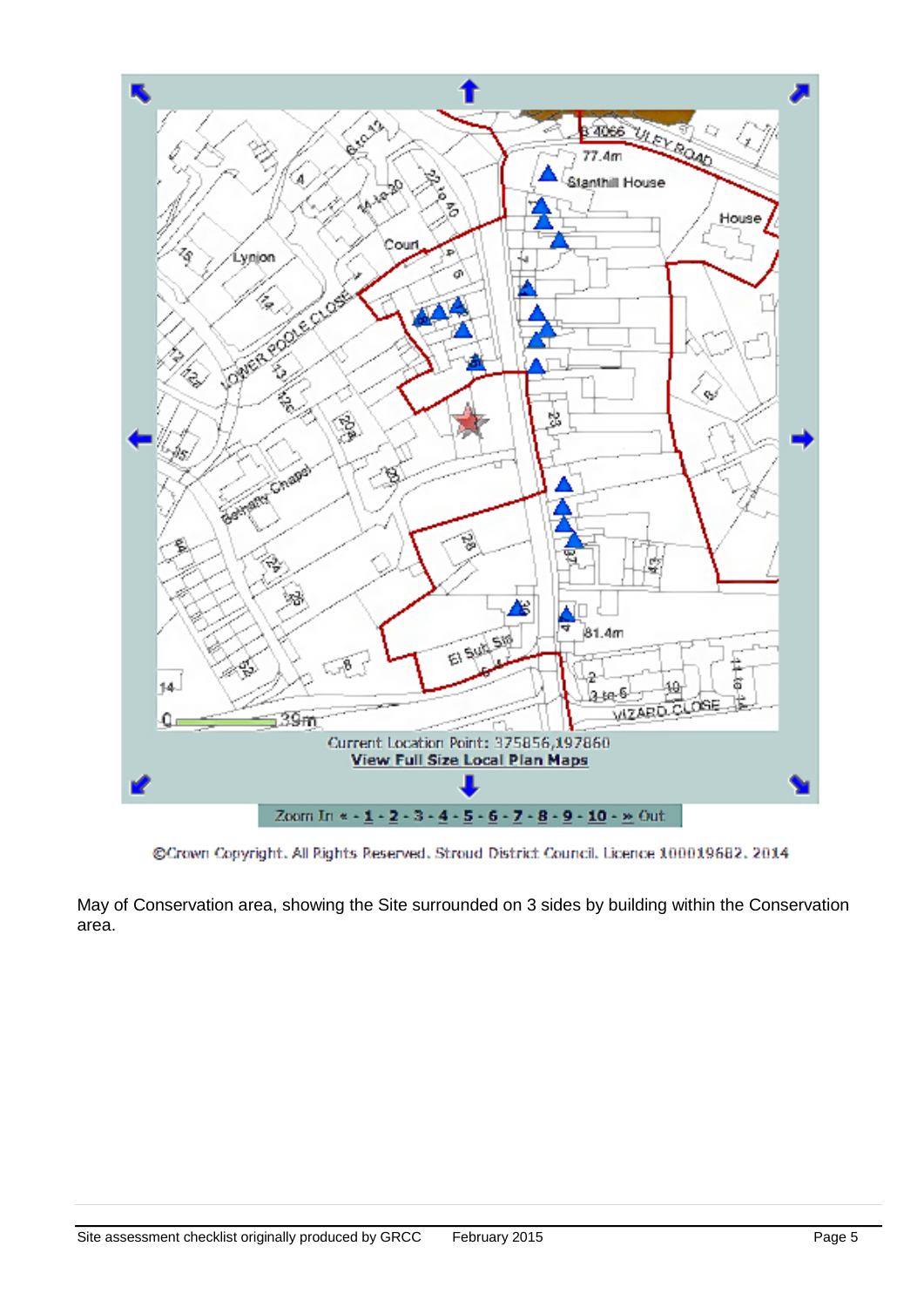Current Location Point: 375856,197860

**View Full Size Local Plan Maps**

Zoom In « - 1 - 2 - 3 - 4 - 5 - 6 - 7 - 8 - 9 - 10 - » Out

©Crown Copyright. All Rights Reserved. Stroud District Council. Licence 100019682. 2014

May of Conservation area, showing the Site surrounded on 3 sides by building within the Conservation area.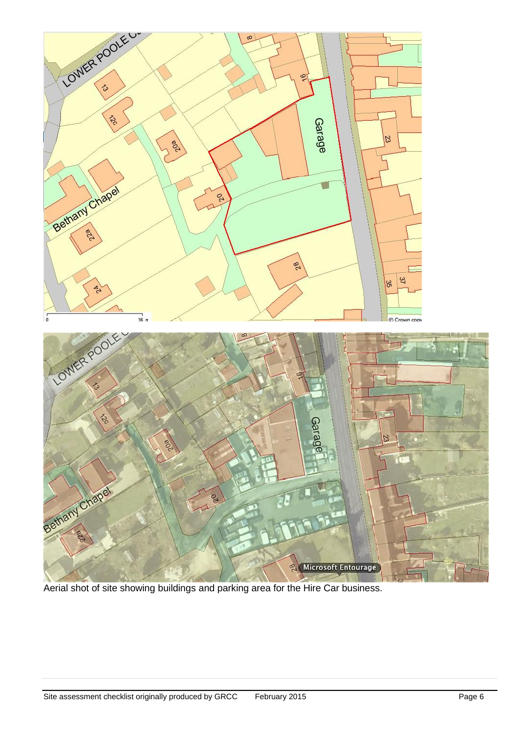Aerial shot of site showing buildings and parking area for the Hire Car business.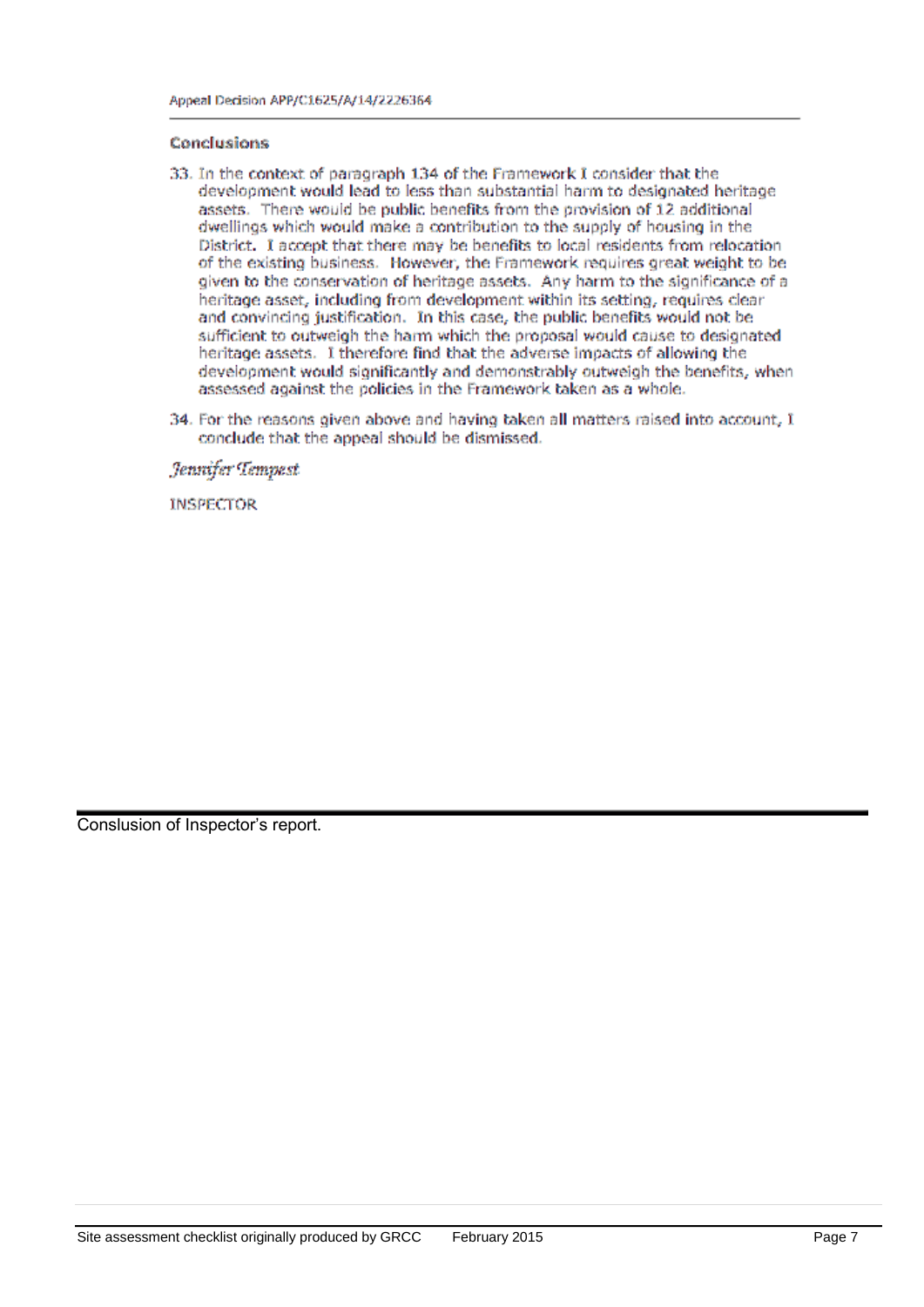Appeal Decision APP/C1625/A/14/2226364

**Conclusions**

33. In the context of paragraph 134 of the Framework I consider that the development would lead to less than substantial harm to designated heritage assets. There would be public benefits from the provision of 12 additional dwellings which would make a contribution to the supply of housing in the District. I accept that there may be benefits to local residents from relocation of the existing business. However, the Framework requires great weight to be given to the conservation of heritage assets. Any harm to the significance of a heritage asset, including from development within its setting, requires clear and convincing justification. In this case, the public benefits would not be sufficient to outweigh the harm which the proposal would cause to designated heritage assets. I therefore find that the adverse impacts of allowing the development would significantly and demonstrably outweigh the benefits, when assessed against the policies in the Framework taken as a whole.

34. For the reasons given above and having taken all matters raised into account, I conclude that the appeal should be dismissed.

*Jennifer Tempest*

INSPECTOR

Conslusion of Inspector's report.